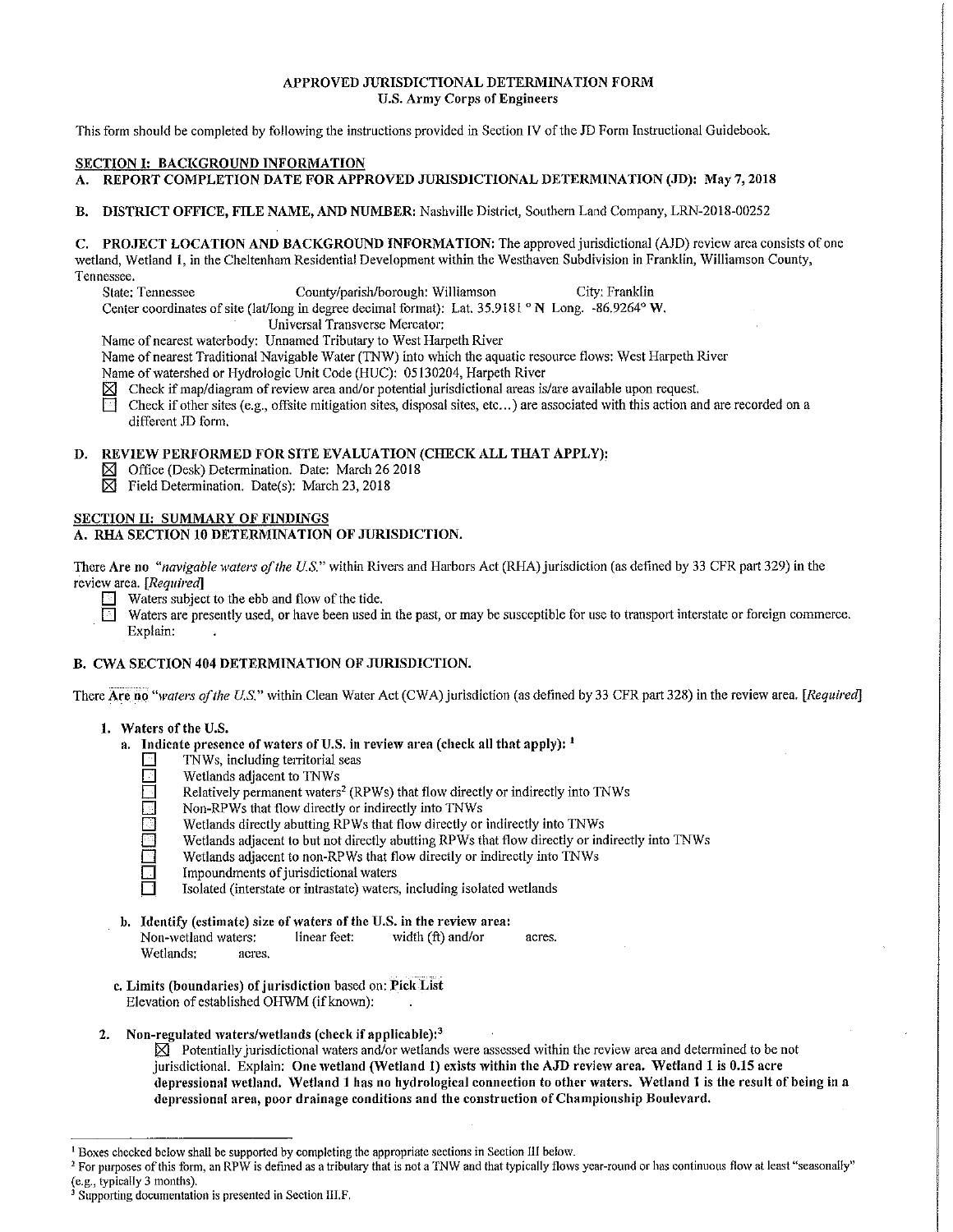# APPROVED JURISDICTIONAL DETERMINATION FORM
## U.S. Army Corps of Engineers

This form should be completed by following the instructions provided in Section IV of the JD Form Instructional Guidebook.

## SECTION I: BACKGROUND INFORMATION

**A. REPORT COMPLETION DATE FOR APPROVED JURISDICTIONAL DETERMINATION (JD): May 7, 2018**

**B. DISTRICT OFFICE, FILE NAME, AND NUMBER:** Nashville District, Southern Land Company, LRN-2018-00252

**C. PROJECT LOCATION AND BACKGROUND INFORMATION:** The approved jurisdictional (AJD) review area consists of one wetland, Wetland 1, in the Cheltenham Residential Development within the Westhaven Subdivision in Franklin, Williamson County, Tennessee.

State: Tennessee  County/parish/borough: Williamson  City: Franklin
Center coordinates of site (lat/long in degree decimal format): Lat. 35.9181 ° N Long. -86.9264° W.
Universal Transverse Mercator:
Name of nearest waterbody: Unnamed Tributary to West Harpeth River
Name of nearest Traditional Navigable Water (TNW) into which the aquatic resource flows: West Harpeth River
Name of watershed or Hydrologic Unit Code (HUC): 05130204, Harpeth River

- ☒ Check if map/diagram of review area and/or potential jurisdictional areas is/are available upon request.
- ☐ Check if other sites (e.g., offsite mitigation sites, disposal sites, etc...) are associated with this action and are recorded on a different JD form.

**D. REVIEW PERFORMED FOR SITE EVALUATION (CHECK ALL THAT APPLY):**

- ☒ Office (Desk) Determination. Date: March 26 2018
- ☒ Field Determination. Date(s): March 23, 2018

## SECTION II: SUMMARY OF FINDINGS

**A. RHA SECTION 10 DETERMINATION OF JURISDICTION.**

There **Are no** "*navigable waters of the U.S.*" within Rivers and Harbors Act (RHA) jurisdiction (as defined by 33 CFR part 329) in the review area. *[Required]*

- ☐ Waters subject to the ebb and flow of the tide.
- ☐ Waters are presently used, or have been used in the past, or may be susceptible for use to transport interstate or foreign commerce. Explain:

**B. CWA SECTION 404 DETERMINATION OF JURISDICTION.**

There Are no "*waters of the U.S.*" within Clean Water Act (CWA) jurisdiction (as defined by 33 CFR part 328) in the review area. *[Required]*

**1. Waters of the U.S.**

**a. Indicate presence of waters of U.S. in review area (check all that apply):** [1]

- ☐ TNWs, including territorial seas
- ☐ Wetlands adjacent to TNWs
- ☐ Relatively permanent waters[2] (RPWs) that flow directly or indirectly into TNWs
- ☐ Non-RPWs that flow directly or indirectly into TNWs
- ☐ Wetlands directly abutting RPWs that flow directly or indirectly into TNWs
- ☐ Wetlands adjacent to but not directly abutting RPWs that flow directly or indirectly into TNWs
- ☐ Wetlands adjacent to non-RPWs that flow directly or indirectly into TNWs
- ☐ Impoundments of jurisdictional waters
- ☐ Isolated (interstate or intrastate) waters, including isolated wetlands

**b. Identify (estimate) size of waters of the U.S. in the review area:**
Non-wetland waters: linear feet: width (ft) and/or acres.
Wetlands: acres.

**c. Limits (boundaries) of jurisdiction** based on: Pick List
Elevation of established OHWM (if known):

**2. Non-regulated waters/wetlands (check if applicable):**[3]

☒ Potentially jurisdictional waters and/or wetlands were assessed within the review area and determined to be not jurisdictional. Explain: **One wetland (Wetland 1) exists within the AJD review area. Wetland 1 is 0.15 acre depressional wetland. Wetland 1 has no hydrological connection to other waters. Wetland 1 is the result of being in a depressional area, poor drainage conditions and the construction of Championship Boulevard.**

---

[1] Boxes checked below shall be supported by completing the appropriate sections in Section III below.

[2] For purposes of this form, an RPW is defined as a tributary that is not a TNW and that typically flows year-round or has continuous flow at least "seasonally" (e.g., typically 3 months).

[3] Supporting documentation is presented in Section III.F.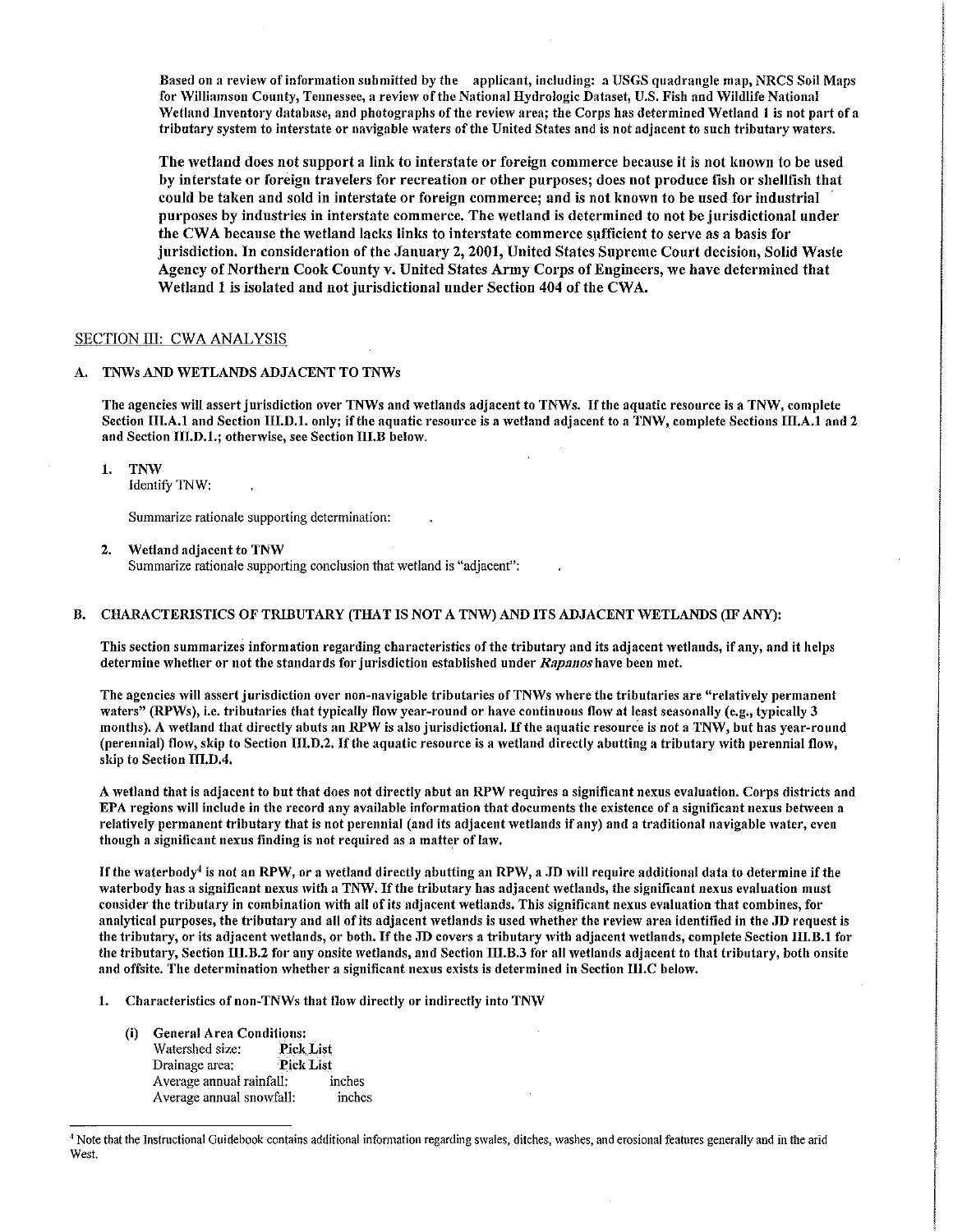**Based on a review of information submitted by the applicant, including: a USGS quadrangle map, NRCS Soil Maps for Williamson County, Tennessee, a review of the National Hydrologic Dataset, U.S. Fish and Wildlife National Wetland Inventory database, and photographs of the review area; the Corps has determined Wetland 1 is not part of a tributary system to interstate or navigable waters of the United States and is not adjacent to such tributary waters.**

**The wetland does not support a link to interstate or foreign commerce because it is not known to be used by interstate or foreign travelers for recreation or other purposes; does not produce fish or shellfish that could be taken and sold in interstate or foreign commerce; and is not known to be used for industrial purposes by industries in interstate commerce. The wetland is determined to not be jurisdictional under the CWA because the wetland lacks links to interstate commerce sufficient to serve as a basis for jurisdiction. In consideration of the January 2, 2001, United States Supreme Court decision, Solid Waste Agency of Northern Cook County v. United States Army Corps of Engineers, we have determined that Wetland 1 is isolated and not jurisdictional under Section 404 of the CWA.**

## SECTION III: CWA ANALYSIS

### A. TNWs AND WETLANDS ADJACENT TO TNWs

**The agencies will assert jurisdiction over TNWs and wetlands adjacent to TNWs. If the aquatic resource is a TNW, complete Section III.A.1 and Section III.D.1. only; if the aquatic resource is a wetland adjacent to a TNW, complete Sections III.A.1 and 2 and Section III.D.1.; otherwise, see Section III.B below.**

1. **TNW**
   Identify TNW: .

   Summarize rationale supporting determination: .

2. **Wetland adjacent to TNW**
   Summarize rationale supporting conclusion that wetland is "adjacent": .

### B. CHARACTERISTICS OF TRIBUTARY (THAT IS NOT A TNW) AND ITS ADJACENT WETLANDS (IF ANY):

**This section summarizes information regarding characteristics of the tributary and its adjacent wetlands, if any, and it helps determine whether or not the standards for jurisdiction established under *Rapanos* have been met.**

**The agencies will assert jurisdiction over non-navigable tributaries of TNWs where the tributaries are "relatively permanent waters" (RPWs), i.e. tributaries that typically flow year-round or have continuous flow at least seasonally (e.g., typically 3 months). A wetland that directly abuts an RPW is also jurisdictional. If the aquatic resource is not a TNW, but has year-round (perennial) flow, skip to Section III.D.2. If the aquatic resource is a wetland directly abutting a tributary with perennial flow, skip to Section III.D.4.**

**A wetland that is adjacent to but that does not directly abut an RPW requires a significant nexus evaluation. Corps districts and EPA regions will include in the record any available information that documents the existence of a significant nexus between a relatively permanent tributary that is not perennial (and its adjacent wetlands if any) and a traditional navigable water, even though a significant nexus finding is not required as a matter of law.**

**If the waterbody[4] is not an RPW, or a wetland directly abutting an RPW, a JD will require additional data to determine if the waterbody has a significant nexus with a TNW. If the tributary has adjacent wetlands, the significant nexus evaluation must consider the tributary in combination with all of its adjacent wetlands. This significant nexus evaluation that combines, for analytical purposes, the tributary and all of its adjacent wetlands is used whether the review area identified in the JD request is the tributary, or its adjacent wetlands, or both. If the JD covers a tributary with adjacent wetlands, complete Section III.B.1 for the tributary, Section III.B.2 for any onsite wetlands, and Section III.B.3 for all wetlands adjacent to that tributary, both onsite and offsite. The determination whether a significant nexus exists is determined in Section III.C below.**

1. **Characteristics of non-TNWs that flow directly or indirectly into TNW**

   (i) **General Area Conditions:**
   Watershed size: Pick List
   Drainage area: Pick List
   Average annual rainfall: inches
   Average annual snowfall: inches

[4] Note that the Instructional Guidebook contains additional information regarding swales, ditches, washes, and erosional features generally and in the arid West.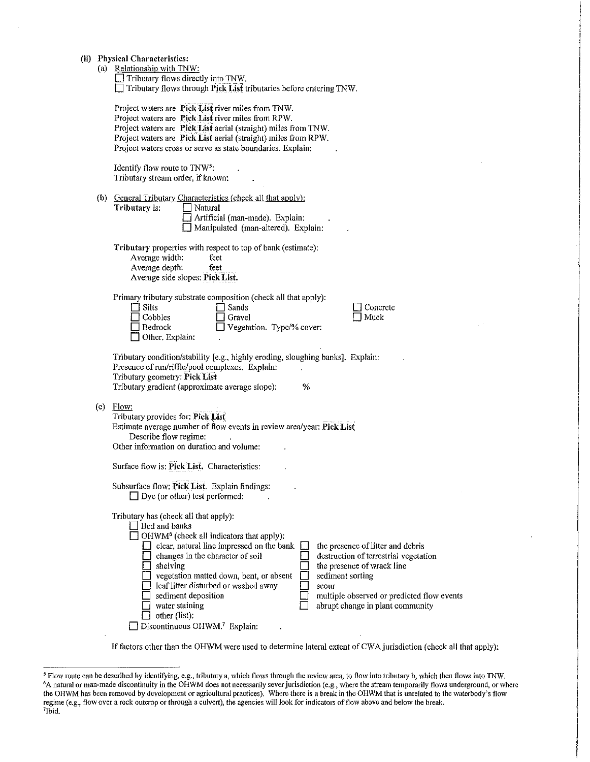**(ii) Physical Characteristics:**

(a) Relationship with TNW:

☐ Tributary flows directly into TNW.
☐ Tributary flows through **Pick List** tributaries before entering TNW.

Project waters are **Pick List** river miles from TNW.
Project waters are **Pick List** river miles from RPW.
Project waters are **Pick List** aerial (straight) miles from TNW.
Project waters are **Pick List** aerial (straight) miles from RPW.
Project waters cross or serve as state boundaries. Explain: .

Identify flow route to TNW[5]: .
Tributary stream order, if known: .

(b) General Tributary Characteristics (check all that apply):

**Tributary** is: ☐ Natural
☐ Artificial (man-made). Explain: .
☐ Manipulated (man-altered). Explain: .

**Tributary** properties with respect to top of bank (estimate):
Average width: feet
Average depth: feet
Average side slopes: **Pick List.**

Primary tributary substrate composition (check all that apply):

☐ Silts ☐ Sands ☐ Concrete
☐ Cobbles ☐ Gravel ☐ Muck
☐ Bedrock ☐ Vegetation. Type/% cover:
☐ Other. Explain: .

Tributary condition/stability [e.g., highly eroding, sloughing banks]. Explain: .
Presence of run/riffle/pool complexes. Explain: .
Tributary geometry: **Pick List**
Tributary gradient (approximate average slope): %

(c) Flow:

Tributary provides for: **Pick List**
Estimate average number of flow events in review area/year: **Pick List**
Describe flow regime: .
Other information on duration and volume: .

Surface flow is: **Pick List.** Characteristics: .

Subsurface flow: **Pick List**. Explain findings: .
☐ Dye (or other) test performed: .

Tributary has (check all that apply):

☐ Bed and banks
☐ OHWM[6] (check all indicators that apply):

☐ clear, natural line impressed on the bank
☐ changes in the character of soil
☐ shelving
☐ vegetation matted down, bent, or absent
☐ leaf litter disturbed or washed away
☐ sediment deposition
☐ water staining
☐ other (list):
☐ the presence of litter and debris
☐ destruction of terrestrial vegetation
☐ the presence of wrack line
☐ sediment sorting
☐ scour
☐ multiple observed or predicted flow events
☐ abrupt change in plant community

☐ Discontinuous OHWM.[7] Explain: .

If factors other than the OHWM were used to determine lateral extent of CWA jurisdiction (check all that apply):

---

[5] Flow route can be described by identifying, e.g., tributary a, which flows through the review area, to flow into tributary b, which then flows into TNW.
[6] A natural or man-made discontinuity in the OHWM does not necessarily sever jurisdiction (e.g., where the stream temporarily flows underground, or where the OHWM has been removed by development or agricultural practices). Where there is a break in the OHWM that is unrelated to the waterbody's flow regime (e.g., flow over a rock outcrop or through a culvert), the agencies will look for indicators of flow above and below the break.
[7] Ibid.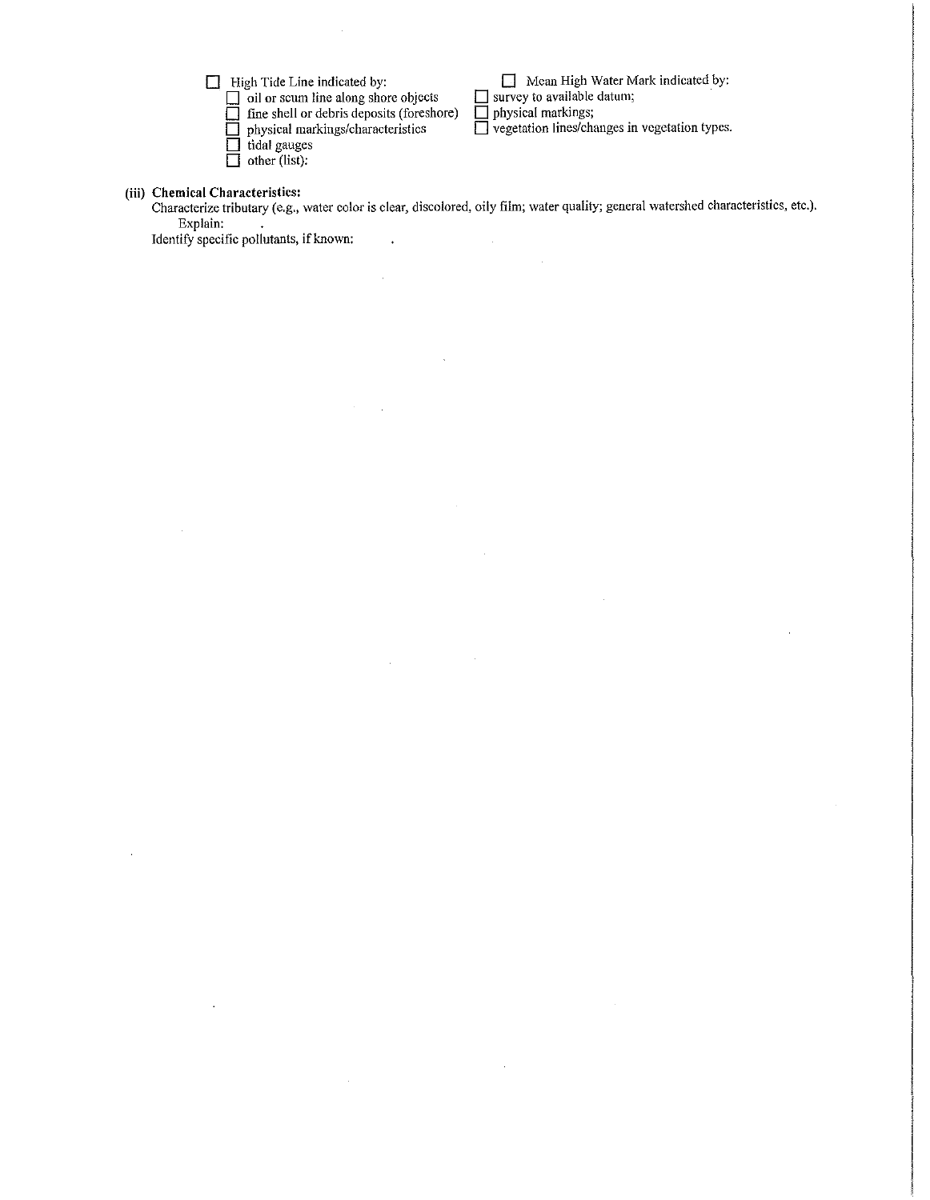- ☐ High Tide Line indicated by:
  - ☐ oil or scum line along shore objects
  - ☐ fine shell or debris deposits (foreshore)
  - ☐ physical markings/characteristics
  - ☐ tidal gauges
  - ☐ other (list):

- ☐ Mean High Water Mark indicated by:
  - ☐ survey to available datum;
  - ☐ physical markings;
  - ☐ vegetation lines/changes in vegetation types.

**(iii) Chemical Characteristics:**

Characterize tributary (e.g., water color is clear, discolored, oily film; water quality; general watershed characteristics, etc.).
Explain: .

Identify specific pollutants, if known: .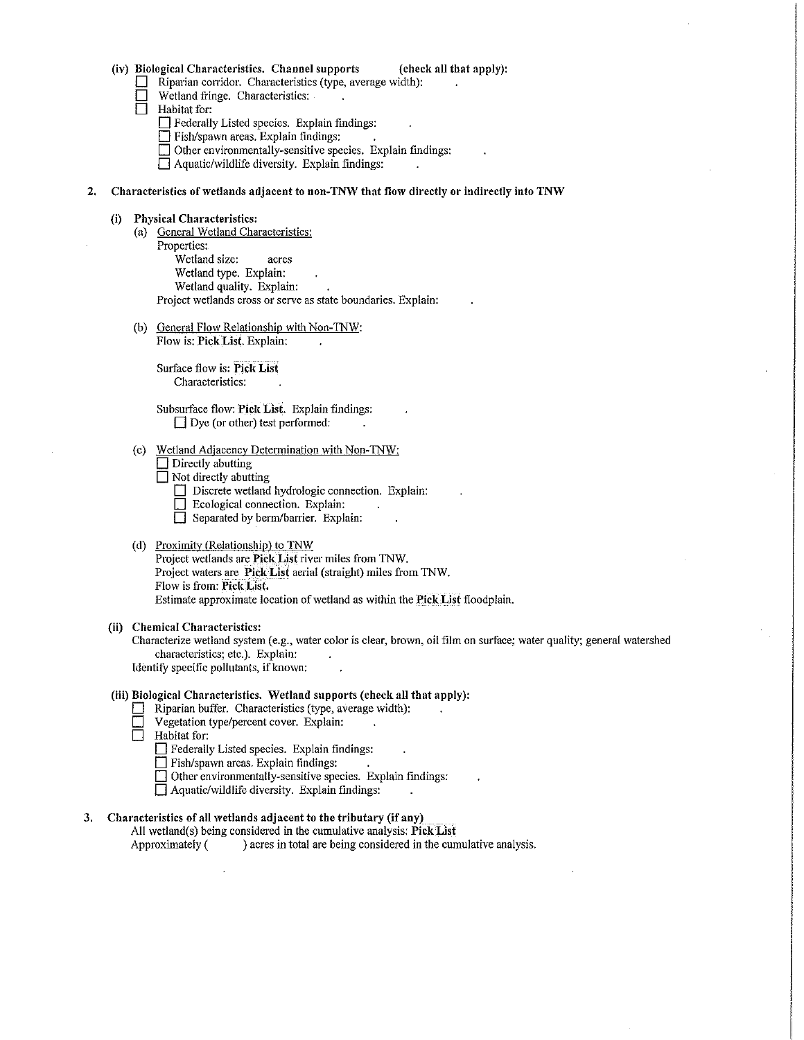(iv) **Biological Characteristics. Channel supports** (check all that apply):
- ☐ Riparian corridor. Characteristics (type, average width): .
- ☐ Wetland fringe. Characteristics: .
- ☐ Habitat for:
  - ☐ Federally Listed species. Explain findings: .
  - ☐ Fish/spawn areas. Explain findings: .
  - ☐ Other environmentally-sensitive species. Explain findings: .
  - ☐ Aquatic/wildlife diversity. Explain findings: .

**2. Characteristics of wetlands adjacent to non-TNW that flow directly or indirectly into TNW**

(i) **Physical Characteristics:**

(a) General Wetland Characteristics:

Properties:

Wetland size: acres

Wetland type. Explain: .

Wetland quality. Explain: .

Project wetlands cross or serve as state boundaries. Explain: .

(b) General Flow Relationship with Non-TNW:

Flow is: **Pick List**. Explain: .

Surface flow is: **Pick List**

Characteristics: .

Subsurface flow: **Pick List**. Explain findings: .

☐ Dye (or other) test performed: .

(c) Wetland Adjacency Determination with Non-TNW:
- ☐ Directly abutting
- ☐ Not directly abutting
  - ☐ Discrete wetland hydrologic connection. Explain: .
  - ☐ Ecological connection. Explain: .
  - ☐ Separated by berm/barrier. Explain: .

(d) Proximity (Relationship) to TNW

Project wetlands are **Pick List** river miles from TNW.

Project waters are **Pick List** aerial (straight) miles from TNW.

Flow is from: **Pick List.**

Estimate approximate location of wetland as within the **Pick List** floodplain.

(ii) **Chemical Characteristics:**

Characterize wetland system (e.g., water color is clear, brown, oil film on surface; water quality; general watershed characteristics; etc.). Explain: .

Identify specific pollutants, if known: .

(iii) **Biological Characteristics. Wetland supports (check all that apply):**
- ☐ Riparian buffer. Characteristics (type, average width): .
- ☐ Vegetation type/percent cover. Explain: .
- ☐ Habitat for:
  - ☐ Federally Listed species. Explain findings: .
  - ☐ Fish/spawn areas. Explain findings: .
  - ☐ Other environmentally-sensitive species. Explain findings: .
  - ☐ Aquatic/wildlife diversity. Explain findings: .

**3. Characteristics of all wetlands adjacent to the tributary (if any)**

All wetland(s) being considered in the cumulative analysis: **Pick List**

Approximately ( ) acres in total are being considered in the cumulative analysis.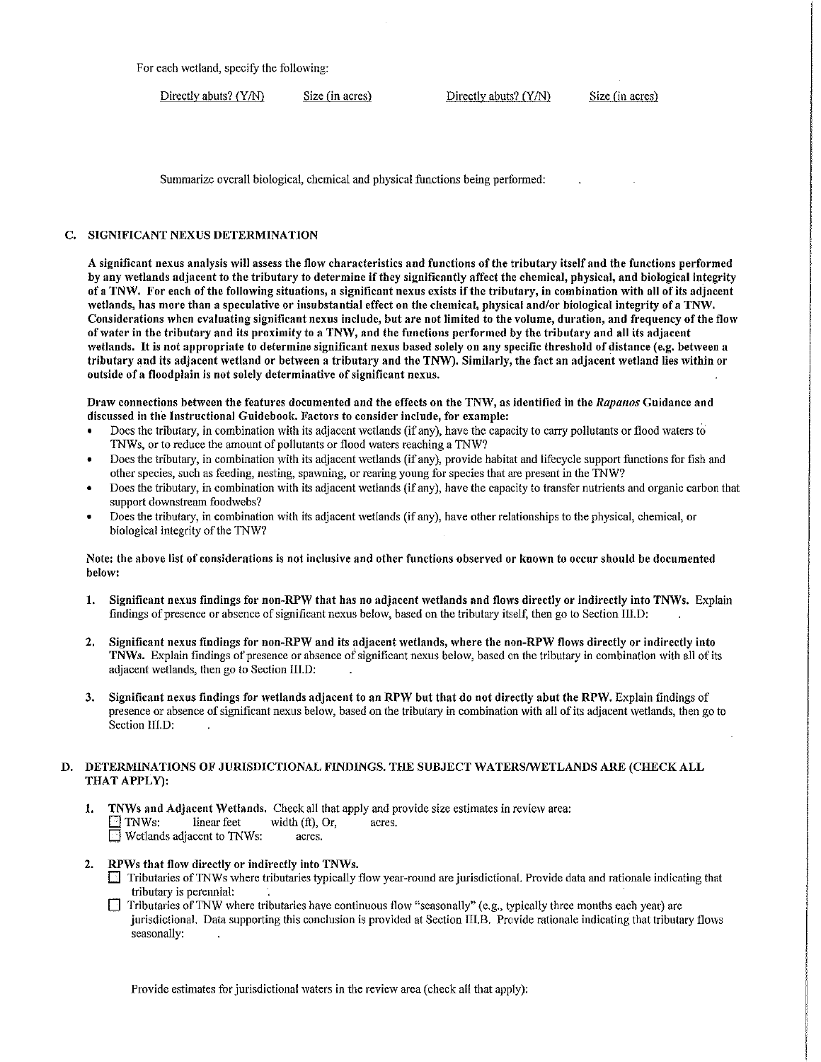For each wetland, specify the following:

| Directly abuts? (Y/N) | Size (in acres) | Directly abuts? (Y/N) | Size (in acres) |
|---|---|---|---|

Summarize overall biological, chemical and physical functions being performed:

### C. SIGNIFICANT NEXUS DETERMINATION

**A significant nexus analysis will assess the flow characteristics and functions of the tributary itself and the functions performed by any wetlands adjacent to the tributary to determine if they significantly affect the chemical, physical, and biological integrity of a TNW. For each of the following situations, a significant nexus exists if the tributary, in combination with all of its adjacent wetlands, has more than a speculative or insubstantial effect on the chemical, physical and/or biological integrity of a TNW. Considerations when evaluating significant nexus include, but are not limited to the volume, duration, and frequency of the flow of water in the tributary and its proximity to a TNW, and the functions performed by the tributary and all its adjacent wetlands. It is not appropriate to determine significant nexus based solely on any specific threshold of distance (e.g. between a tributary and its adjacent wetland or between a tributary and the TNW). Similarly, the fact an adjacent wetland lies within or outside of a floodplain is not solely determinative of significant nexus.**

**Draw connections between the features documented and the effects on the TNW, as identified in the *Rapanos* Guidance and discussed in the Instructional Guidebook. Factors to consider include, for example:**

- Does the tributary, in combination with its adjacent wetlands (if any), have the capacity to carry pollutants or flood waters to TNWs, or to reduce the amount of pollutants or flood waters reaching a TNW?
- Does the tributary, in combination with its adjacent wetlands (if any), provide habitat and lifecycle support functions for fish and other species, such as feeding, nesting, spawning, or rearing young for species that are present in the TNW?
- Does the tributary, in combination with its adjacent wetlands (if any), have the capacity to transfer nutrients and organic carbon that support downstream foodwebs?
- Does the tributary, in combination with its adjacent wetlands (if any), have other relationships to the physical, chemical, or biological integrity of the TNW?

**Note: the above list of considerations is not inclusive and other functions observed or known to occur should be documented below:**

1. **Significant nexus findings for non-RPW that has no adjacent wetlands and flows directly or indirectly into TNWs.** Explain findings of presence or absence of significant nexus below, based on the tributary itself, then go to Section III.D:

2. **Significant nexus findings for non-RPW and its adjacent wetlands, where the non-RPW flows directly or indirectly into TNWs.** Explain findings of presence or absence of significant nexus below, based on the tributary in combination with all of its adjacent wetlands, then go to Section III.D:

3. **Significant nexus findings for wetlands adjacent to an RPW but that do not directly abut the RPW.** Explain findings of presence or absence of significant nexus below, based on the tributary in combination with all of its adjacent wetlands, then go to Section III.D:

### D. DETERMINATIONS OF JURISDICTIONAL FINDINGS. THE SUBJECT WATERS/WETLANDS ARE (CHECK ALL THAT APPLY):

1. **TNWs and Adjacent Wetlands.** Check all that apply and provide size estimates in review area:
   - ☐ TNWs: linear feet width (ft), Or, acres.
   - ☐ Wetlands adjacent to TNWs: acres.

2. **RPWs that flow directly or indirectly into TNWs.**
   - ☐ Tributaries of TNWs where tributaries typically flow year-round are jurisdictional. Provide data and rationale indicating that tributary is perennial:
   - ☐ Tributaries of TNW where tributaries have continuous flow "seasonally" (e.g., typically three months each year) are jurisdictional. Data supporting this conclusion is provided at Section III.B. Provide rationale indicating that tributary flows seasonally:

   Provide estimates for jurisdictional waters in the review area (check all that apply):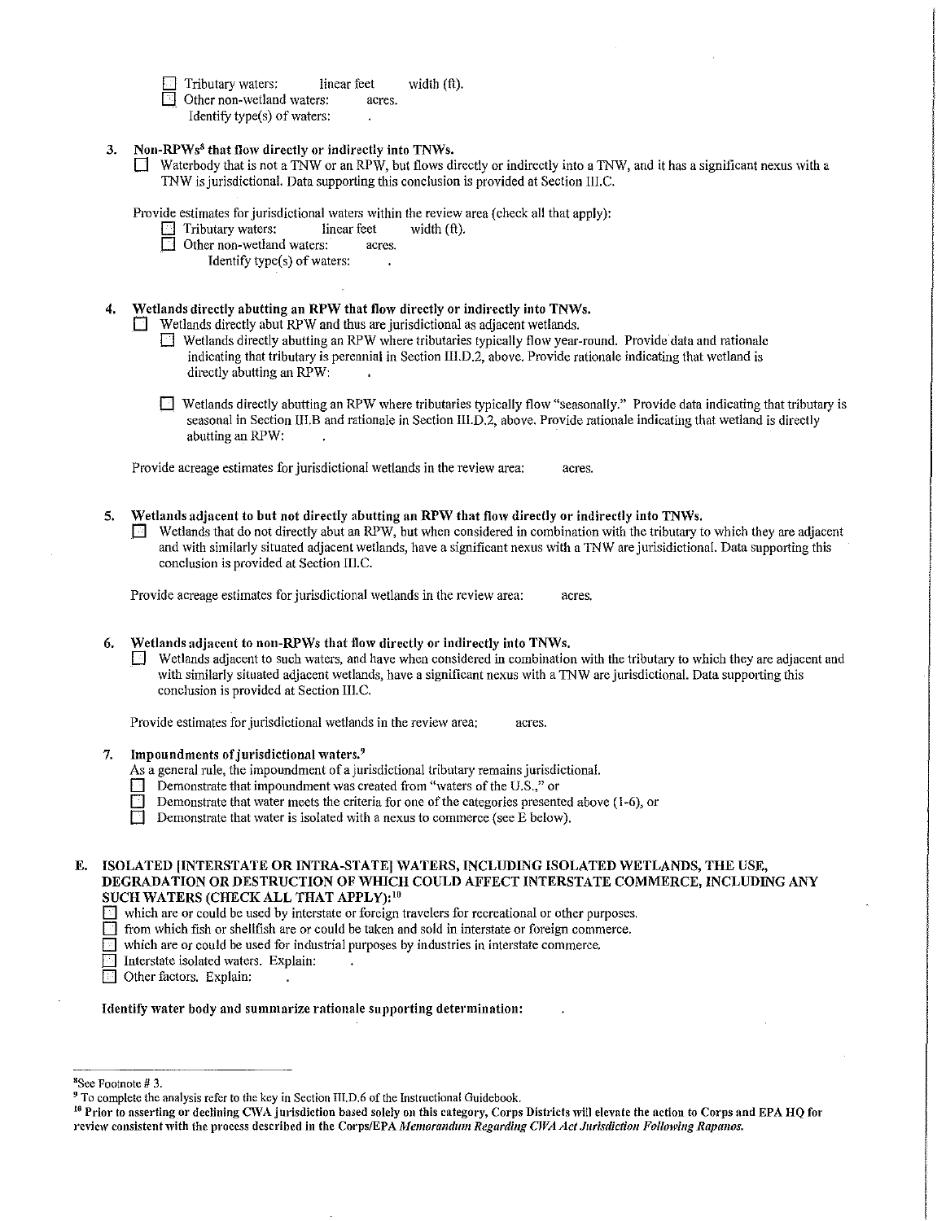☐ Tributary waters: linear feet width (ft).
☐ Other non-wetland waters: acres.
Identify type(s) of waters: .

3. **Non-RPWs[8] that flow directly or indirectly into TNWs.**
   ☐ Waterbody that is not a TNW or an RPW, but flows directly or indirectly into a TNW, and it has a significant nexus with a TNW is jurisdictional. Data supporting this conclusion is provided at Section III.C.

   Provide estimates for jurisdictional waters within the review area (check all that apply):
   ☐ Tributary waters: linear feet width (ft).
   ☐ Other non-wetland waters: acres.
   Identify type(s) of waters: .

4. **Wetlands directly abutting an RPW that flow directly or indirectly into TNWs.**
   ☐ Wetlands directly abut RPW and thus are jurisdictional as adjacent wetlands.
   ☐ Wetlands directly abutting an RPW where tributaries typically flow year-round. Provide data and rationale indicating that tributary is perennial in Section III.D.2, above. Provide rationale indicating that wetland is directly abutting an RPW: .

   ☐ Wetlands directly abutting an RPW where tributaries typically flow "seasonally." Provide data indicating that tributary is seasonal in Section III.B and rationale in Section III.D.2, above. Provide rationale indicating that wetland is directly abutting an RPW: .

   Provide acreage estimates for jurisdictional wetlands in the review area: acres.

5. **Wetlands adjacent to but not directly abutting an RPW that flow directly or indirectly into TNWs.**
   ☐ Wetlands that do not directly abut an RPW, but when considered in combination with the tributary to which they are adjacent and with similarly situated adjacent wetlands, have a significant nexus with a TNW are jurisdictional. Data supporting this conclusion is provided at Section III.C.

   Provide acreage estimates for jurisdictional wetlands in the review area: acres.

6. **Wetlands adjacent to non-RPWs that flow directly or indirectly into TNWs.**
   ☐ Wetlands adjacent to such waters, and have when considered in combination with the tributary to which they are adjacent and with similarly situated adjacent wetlands, have a significant nexus with a TNW are jurisdictional. Data supporting this conclusion is provided at Section III.C.

   Provide estimates for jurisdictional wetlands in the review area: acres.

7. **Impoundments of jurisdictional waters.[9]**
   As a general rule, the impoundment of a jurisdictional tributary remains jurisdictional.
   ☐ Demonstrate that impoundment was created from "waters of the U.S.," or
   ☐ Demonstrate that water meets the criteria for one of the categories presented above (1-6), or
   ☐ Demonstrate that water is isolated with a nexus to commerce (see E below).

**E. ISOLATED [INTERSTATE OR INTRA-STATE] WATERS, INCLUDING ISOLATED WETLANDS, THE USE, DEGRADATION OR DESTRUCTION OF WHICH COULD AFFECT INTERSTATE COMMERCE, INCLUDING ANY SUCH WATERS (CHECK ALL THAT APPLY):[10]**
☐ which are or could be used by interstate or foreign travelers for recreational or other purposes.
☐ from which fish or shellfish are or could be taken and sold in interstate or foreign commerce.
☐ which are or could be used for industrial purposes by industries in interstate commerce.
☐ Interstate isolated waters. Explain: .
☐ Other factors. Explain: .

**Identify water body and summarize rationale supporting determination:** .

---

[8] See Footnote # 3.
[9] To complete the analysis refer to the key in Section III.D.6 of the Instructional Guidebook.
[10] **Prior to asserting or declining CWA jurisdiction based solely on this category, Corps Districts will elevate the action to Corps and EPA HQ for review consistent with the process described in the Corps/EPA *Memorandum Regarding CWA Act Jurisdiction Following Rapanos.***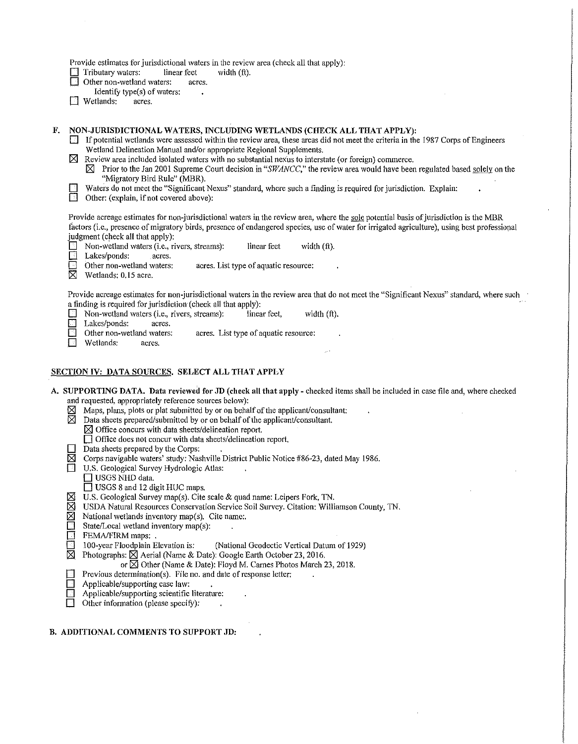Provide estimates for jurisdictional waters in the review area (check all that apply):

☐ Tributary waters: linear feet width (ft).

☐ Other non-wetland waters: acres.

Identify type(s) of waters: .

☐ Wetlands: acres.

**F. NON-JURISDICTIONAL WATERS, INCLUDING WETLANDS (CHECK ALL THAT APPLY):**

☐ If potential wetlands were assessed within the review area, these areas did not meet the criteria in the 1987 Corps of Engineers Wetland Delineation Manual and/or appropriate Regional Supplements.

☒ Review area included isolated waters with no substantial nexus to interstate (or foreign) commerce.

☒ Prior to the Jan 2001 Supreme Court decision in "*SWANCC*," the review area would have been regulated based solely on the "Migratory Bird Rule" (MBR).

☐ Waters do not meet the "Significant Nexus" standard, where such a finding is required for jurisdiction. Explain: .

☐ Other: (explain, if not covered above):

Provide acreage estimates for non-jurisdictional waters in the review area, where the sole potential basis of jurisdiction is the MBR factors (i.e., presence of migratory birds, presence of endangered species, use of water for irrigated agriculture), using best professional judgment (check all that apply):

☐ Non-wetland waters (i.e., rivers, streams): linear feet width (ft).

☐ Lakes/ponds: acres.

☐ Other non-wetland waters: acres. List type of aquatic resource: .

☒ Wetlands: 0.15 acre.

Provide acreage estimates for non-jurisdictional waters in the review area that do not meet the "Significant Nexus" standard, where such a finding is required for jurisdiction (check all that apply):

☐ Non-wetland waters (i.e., rivers, streams): linear feet, width (ft).

☐ Lakes/ponds: acres.

☐ Other non-wetland waters: acres. List type of aquatic resource: .

☐ Wetlands: acres.

## SECTION IV: DATA SOURCES. SELECT ALL THAT APPLY

**A. SUPPORTING DATA. Data reviewed for JD (check all that apply** - checked items shall be included in case file and, where checked and requested, appropriately reference sources below):

☒ Maps, plans, plots or plat submitted by or on behalf of the applicant/consultant: .

☒ Data sheets prepared/submitted by or on behalf of the applicant/consultant.

☒ Office concurs with data sheets/delineation report.

☐ Office does not concur with data sheets/delineation report.

☐ Data sheets prepared by the Corps: .

☒ Corps navigable waters' study: Nashville District Public Notice #86-23, dated May 1986.

☐ U.S. Geological Survey Hydrologic Atlas: .

☐ USGS NHD data.

☐ USGS 8 and 12 digit HUC maps.

☒ U.S. Geological Survey map(s). Cite scale & quad name: Leipers Fork, TN.

☒ USDA Natural Resources Conservation Service Soil Survey. Citation: Williamson County, TN.

☒ National wetlands inventory map(s). Cite name:.

☐ State/Local wetland inventory map(s): .

☐ FEMA/FIRM maps: .

☐ 100-year Floodplain Elevation is: (National Geodectic Vertical Datum of 1929)

☒ Photographs: ☒ Aerial (Name & Date): Google Earth October 23, 2016.

or ☒ Other (Name & Date): Floyd M. Carnes Photos March 23, 2018.

☐ Previous determination(s). File no. and date of response letter: .

☐ Applicable/supporting case law: .

☐ Applicable/supporting scientific literature: .

☐ Other information (please specify): .

**B. ADDITIONAL COMMENTS TO SUPPORT JD:** .